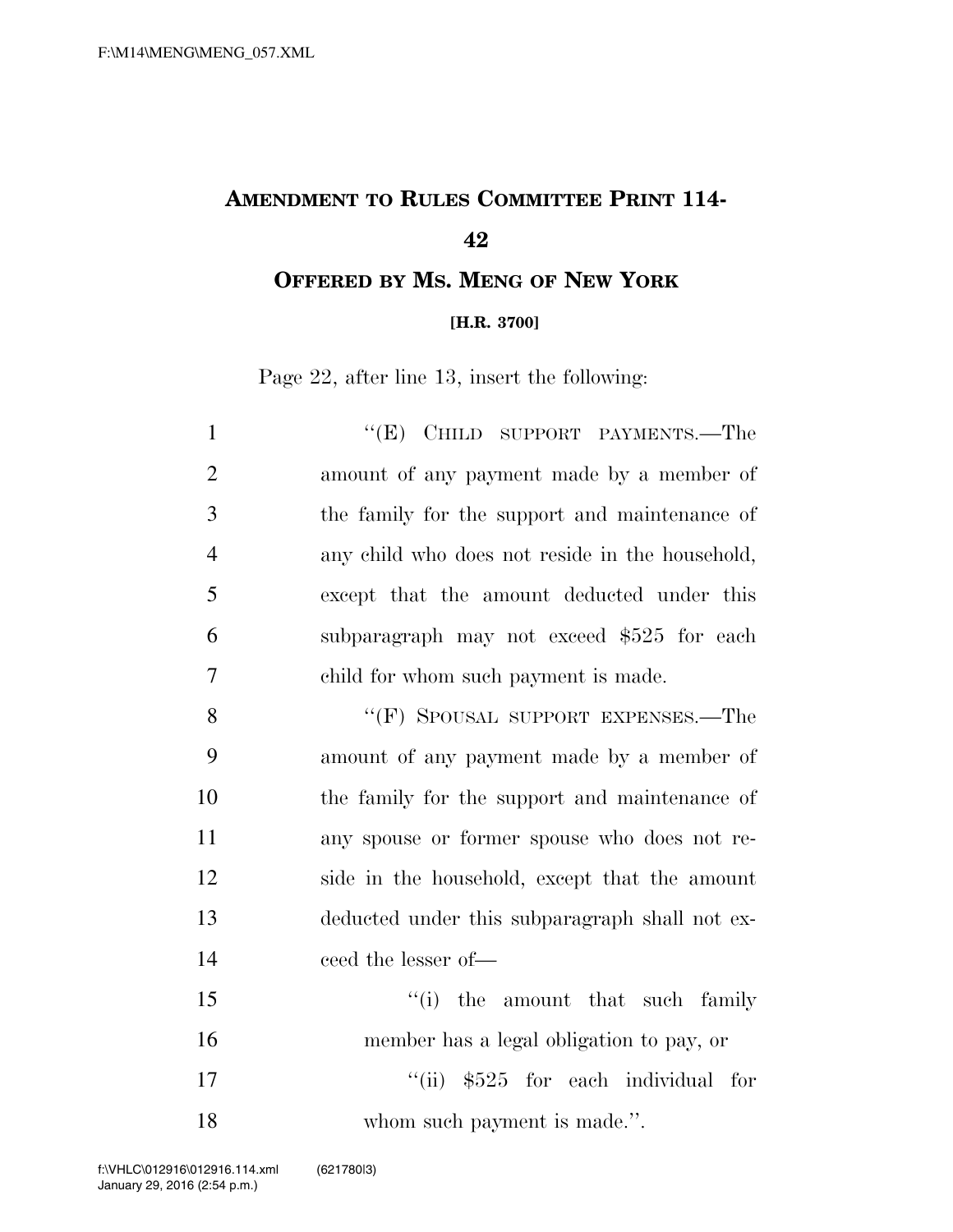# AMENDMENT TO RULES COMMITTEE PRINT 114-42

## OFFERED BY MS. MENG OF NEW YORK

**[H.R. 3700]**

Page 22, after line 13, insert the following:

1 "(E) CHILD SUPPORT PAYMENTS.—The
2 amount of any payment made by a member of
3 the family for the support and maintenance of
4 any child who does not reside in the household,
5 except that the amount deducted under this
6 subparagraph may not exceed $525 for each
7 child for whom such payment is made.

8 "(F) SPOUSAL SUPPORT EXPENSES.—The
9 amount of any payment made by a member of
10 the family for the support and maintenance of
11 any spouse or former spouse who does not re-
12 side in the household, except that the amount
13 deducted under this subparagraph shall not ex-
14 ceed the lesser of—

15 "(i) the amount that such family
16 member has a legal obligation to pay, or

17 "(ii) $525 for each individual for
18 whom such payment is made.".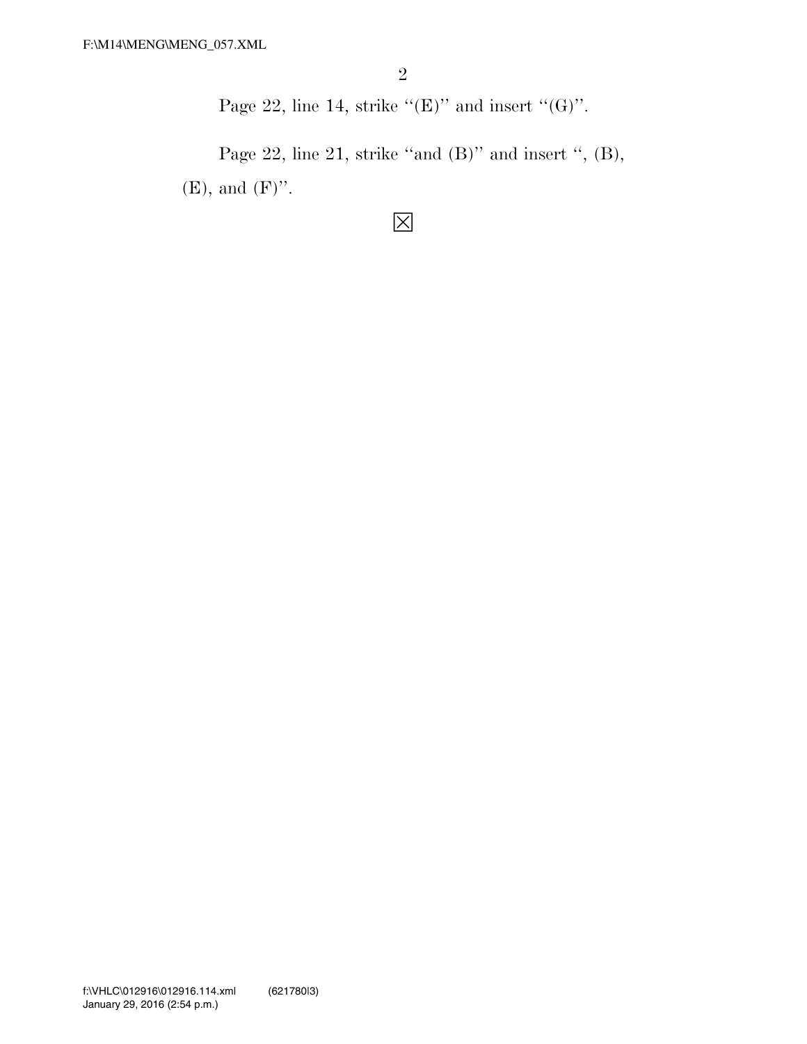Page 22, line 14, strike "(E)" and insert "(G)".

Page 22, line 21, strike "and (B)" and insert ", (B), (E), and (F)".

☒